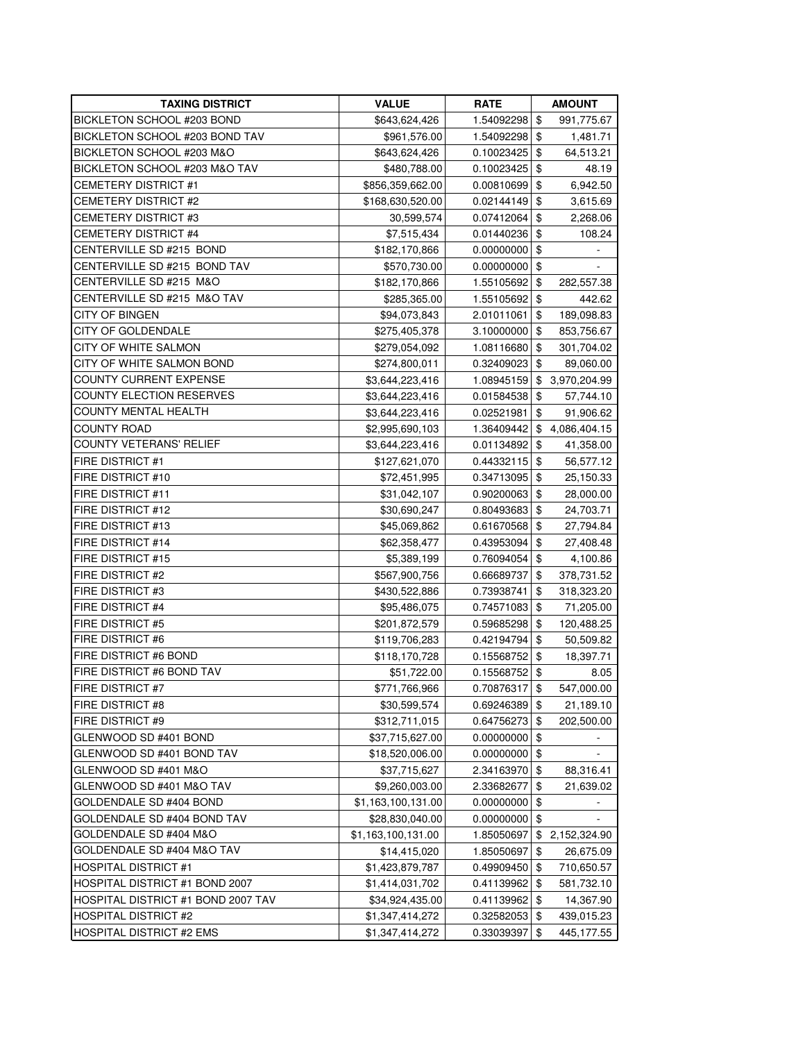| TAXING DISTRICT | VALUE | RATE | AMOUNT |
|---|---|---|---|
| BICKLETON SCHOOL #203 BOND | $643,624,426 | 1.54092298 | $ 991,775.67 |
| BICKLETON SCHOOL #203 BOND TAV | $961,576.00 | 1.54092298 | $ 1,481.71 |
| BICKLETON SCHOOL #203 M&O | $643,624,426 | 0.10023425 | $ 64,513.21 |
| BICKLETON SCHOOL #203 M&O TAV | $480,788.00 | 0.10023425 | $ 48.19 |
| CEMETERY DISTRICT #1 | $856,359,662.00 | 0.00810699 | $ 6,942.50 |
| CEMETERY DISTRICT #2 | $168,630,520.00 | 0.02144149 | $ 3,615.69 |
| CEMETERY DISTRICT #3 | 30,599,574 | 0.07412064 | $ 2,268.06 |
| CEMETERY DISTRICT #4 | $7,515,434 | 0.01440236 | $ 108.24 |
| CENTERVILLE SD #215 BOND | $182,170,866 | 0.00000000 | $ - |
| CENTERVILLE SD #215 BOND TAV | $570,730.00 | 0.00000000 | $ - |
| CENTERVILLE SD #215 M&O | $182,170,866 | 1.55105692 | $ 282,557.38 |
| CENTERVILLE SD #215 M&O TAV | $285,365.00 | 1.55105692 | $ 442.62 |
| CITY OF BINGEN | $94,073,843 | 2.01011061 | $ 189,098.83 |
| CITY OF GOLDENDALE | $275,405,378 | 3.10000000 | $ 853,756.67 |
| CITY OF WHITE SALMON | $279,054,092 | 1.08116680 | $ 301,704.02 |
| CITY OF WHITE SALMON BOND | $274,800,011 | 0.32409023 | $ 89,060.00 |
| COUNTY CURRENT EXPENSE | $3,644,223,416 | 1.08945159 | $ 3,970,204.99 |
| COUNTY ELECTION RESERVES | $3,644,223,416 | 0.01584538 | $ 57,744.10 |
| COUNTY MENTAL HEALTH | $3,644,223,416 | 0.02521981 | $ 91,906.62 |
| COUNTY ROAD | $2,995,690,103 | 1.36409442 | $ 4,086,404.15 |
| COUNTY VETERANS' RELIEF | $3,644,223,416 | 0.01134892 | $ 41,358.00 |
| FIRE DISTRICT #1 | $127,621,070 | 0.44332115 | $ 56,577.12 |
| FIRE DISTRICT #10 | $72,451,995 | 0.34713095 | $ 25,150.33 |
| FIRE DISTRICT #11 | $31,042,107 | 0.90200063 | $ 28,000.00 |
| FIRE DISTRICT #12 | $30,690,247 | 0.80493683 | $ 24,703.71 |
| FIRE DISTRICT #13 | $45,069,862 | 0.61670568 | $ 27,794.84 |
| FIRE DISTRICT #14 | $62,358,477 | 0.43953094 | $ 27,408.48 |
| FIRE DISTRICT #15 | $5,389,199 | 0.76094054 | $ 4,100.86 |
| FIRE DISTRICT #2 | $567,900,756 | 0.66689737 | $ 378,731.52 |
| FIRE DISTRICT #3 | $430,522,886 | 0.73938741 | $ 318,323.20 |
| FIRE DISTRICT #4 | $95,486,075 | 0.74571083 | $ 71,205.00 |
| FIRE DISTRICT #5 | $201,872,579 | 0.59685298 | $ 120,488.25 |
| FIRE DISTRICT #6 | $119,706,283 | 0.42194794 | $ 50,509.82 |
| FIRE DISTRICT #6 BOND | $118,170,728 | 0.15568752 | $ 18,397.71 |
| FIRE DISTRICT #6 BOND TAV | $51,722.00 | 0.15568752 | $ 8.05 |
| FIRE DISTRICT #7 | $771,766,966 | 0.70876317 | $ 547,000.00 |
| FIRE DISTRICT #8 | $30,599,574 | 0.69246389 | $ 21,189.10 |
| FIRE DISTRICT #9 | $312,711,015 | 0.64756273 | $ 202,500.00 |
| GLENWOOD SD #401 BOND | $37,715,627.00 | 0.00000000 | $ - |
| GLENWOOD SD #401 BOND TAV | $18,520,006.00 | 0.00000000 | $ - |
| GLENWOOD SD #401 M&O | $37,715,627 | 2.34163970 | $ 88,316.41 |
| GLENWOOD SD #401 M&O TAV | $9,260,003.00 | 2.33682677 | $ 21,639.02 |
| GOLDENDALE SD #404 BOND | $1,163,100,131.00 | 0.00000000 | $ - |
| GOLDENDALE SD #404 BOND TAV | $28,830,040.00 | 0.00000000 | $ - |
| GOLDENDALE SD #404 M&O | $1,163,100,131.00 | 1.85050697 | $ 2,152,324.90 |
| GOLDENDALE SD #404 M&O TAV | $14,415,020 | 1.85050697 | $ 26,675.09 |
| HOSPITAL DISTRICT #1 | $1,423,879,787 | 0.49909450 | $ 710,650.57 |
| HOSPITAL DISTRICT #1 BOND 2007 | $1,414,031,702 | 0.41139962 | $ 581,732.10 |
| HOSPITAL DISTRICT #1 BOND 2007 TAV | $34,924,435.00 | 0.41139962 | $ 14,367.90 |
| HOSPITAL DISTRICT #2 | $1,347,414,272 | 0.32582053 | $ 439,015.23 |
| HOSPITAL DISTRICT #2 EMS | $1,347,414,272 | 0.33039397 | $ 445,177.55 |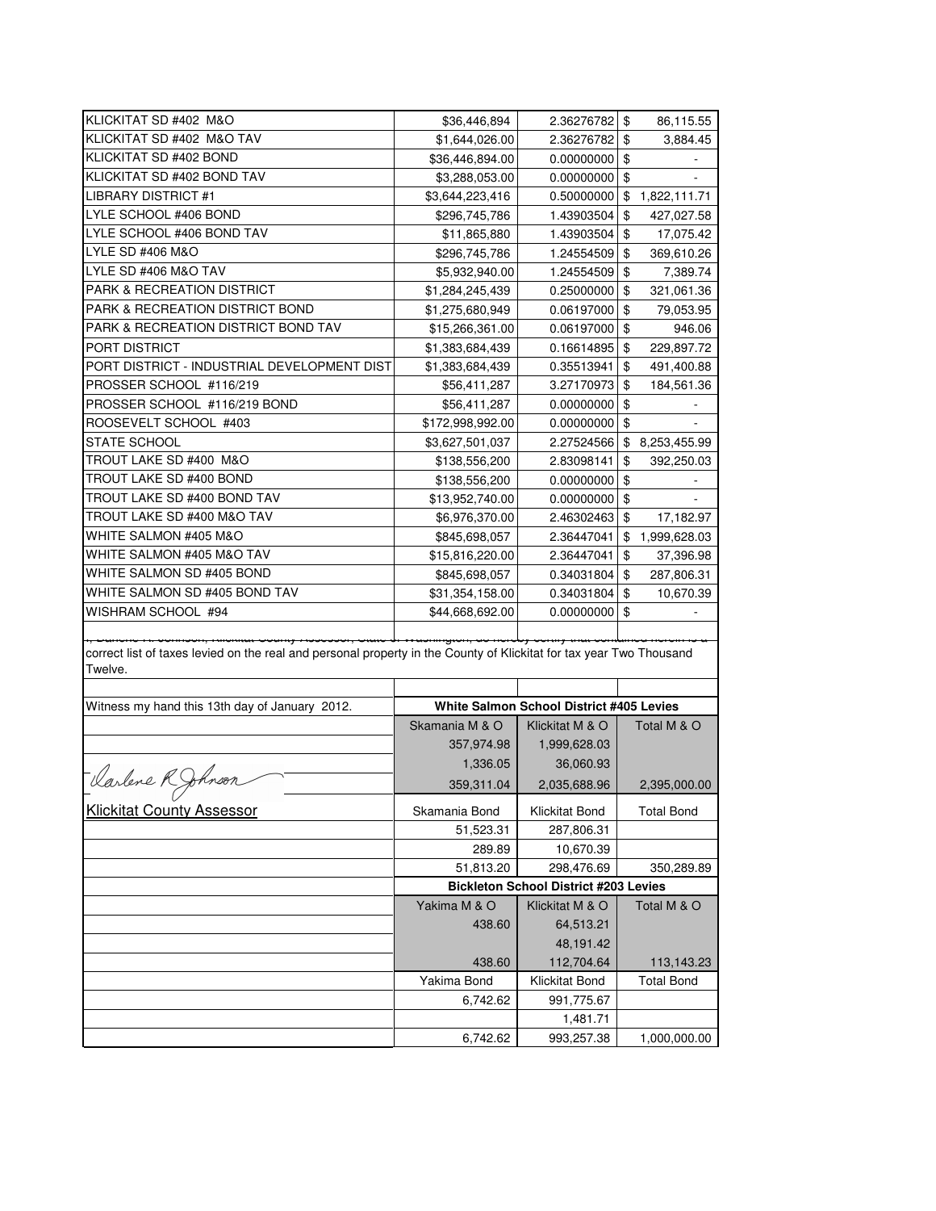| | | | |
|---|---|---|---|
| KLICKITAT SD #402 M&O | $36,446,894 | 2.36276782 | $ 86,115.55 |
| KLICKITAT SD #402 M&O TAV | $1,644,026.00 | 2.36276782 | $ 3,884.45 |
| KLICKITAT SD #402 BOND | $36,446,894.00 | 0.00000000 | $ - |
| KLICKITAT SD #402 BOND TAV | $3,288,053.00 | 0.00000000 | $ - |
| LIBRARY DISTRICT #1 | $3,644,223,416 | 0.50000000 | $ 1,822,111.71 |
| LYLE SCHOOL #406 BOND | $296,745,786 | 1.43903504 | $ 427,027.58 |
| LYLE SCHOOL #406 BOND TAV | $11,865,880 | 1.43903504 | $ 17,075.42 |
| LYLE SD #406 M&O | $296,745,786 | 1.24554509 | $ 369,610.26 |
| LYLE SD #406 M&O TAV | $5,932,940.00 | 1.24554509 | $ 7,389.74 |
| PARK & RECREATION DISTRICT | $1,284,245,439 | 0.25000000 | $ 321,061.36 |
| PARK & RECREATION DISTRICT BOND | $1,275,680,949 | 0.06197000 | $ 79,053.95 |
| PARK & RECREATION DISTRICT BOND TAV | $15,266,361.00 | 0.06197000 | $ 946.06 |
| PORT DISTRICT | $1,383,684,439 | 0.16614895 | $ 229,897.72 |
| PORT DISTRICT - INDUSTRIAL DEVELOPMENT DIST | $1,383,684,439 | 0.35513941 | $ 491,400.88 |
| PROSSER SCHOOL #116/219 | $56,411,287 | 3.27170973 | $ 184,561.36 |
| PROSSER SCHOOL #116/219 BOND | $56,411,287 | 0.00000000 | $ - |
| ROOSEVELT SCHOOL #403 | $172,998,992.00 | 0.00000000 | $ - |
| STATE SCHOOL | $3,627,501,037 | 2.27524566 | $ 8,253,455.99 |
| TROUT LAKE SD #400 M&O | $138,556,200 | 2.83098141 | $ 392,250.03 |
| TROUT LAKE SD #400 BOND | $138,556,200 | 0.00000000 | $ - |
| TROUT LAKE SD #400 BOND TAV | $13,952,740.00 | 0.00000000 | $ - |
| TROUT LAKE SD #400 M&O TAV | $6,976,370.00 | 2.46302463 | $ 17,182.97 |
| WHITE SALMON #405 M&O | $845,698,057 | 2.36447041 | $ 1,999,628.03 |
| WHITE SALMON #405 M&O TAV | $15,816,220.00 | 2.36447041 | $ 37,396.98 |
| WHITE SALMON SD #405 BOND | $845,698,057 | 0.34031804 | $ 287,806.31 |
| WHITE SALMON SD #405 BOND TAV | $31,354,158.00 | 0.34031804 | $ 10,670.39 |
| WISHRAM SCHOOL #94 | $44,668,692.00 | 0.00000000 | $ - |

I, Darlene R. Johnson, Klickitat County Assessor, State of Washington, do hereby certify that contained herein is a correct list of taxes levied on the real and personal property in the County of Klickitat for tax year Two Thousand Twelve.

Witness my hand this 13th day of January 2012.

Darlene R Johnson

Klickitat County Assessor

| White Salmon School District #405 Levies | | |
|---|---|---|
| Skamania M & O | Klickitat M & O | Total M & O |
| 357,974.98 | 1,999,628.03 | |
| 1,336.05 | 36,060.93 | |
| 359,311.04 | 2,035,688.96 | 2,395,000.00 |
| Skamania Bond | Klickitat Bond | Total Bond |
| 51,523.31 | 287,806.31 | |
| 289.89 | 10,670.39 | |
| 51,813.20 | 298,476.69 | 350,289.89 |

| Bickleton School District #203 Levies | | |
|---|---|---|
| Yakima M & O | Klickitat M & O | Total M & O |
| 438.60 | 64,513.21 | |
| | 48,191.42 | |
| 438.60 | 112,704.64 | 113,143.23 |
| Yakima Bond | Klickitat Bond | Total Bond |
| 6,742.62 | 991,775.67 | |
| | 1,481.71 | |
| 6,742.62 | 993,257.38 | 1,000,000.00 |